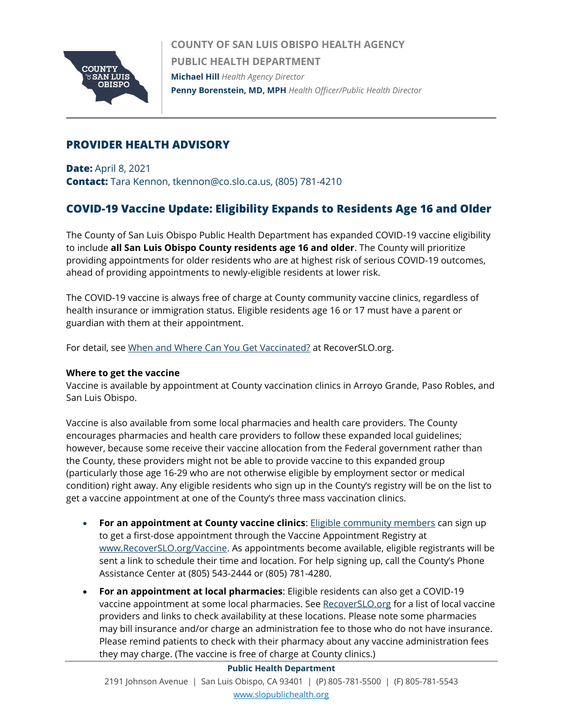**COUNTY OF SAN LUIS OBISPO HEALTH AGENCY**
**PUBLIC HEALTH DEPARTMENT**
**Michael Hill** *Health Agency Director*
**Penny Borenstein, MD, MPH** *Health Officer/Public Health Director*

## PROVIDER HEALTH ADVISORY

**Date:** April 8, 2021
**Contact:** Tara Kennon, tkennon@co.slo.ca.us, (805) 781-4210

## COVID-19 Vaccine Update: Eligibility Expands to Residents Age 16 and Older

The County of San Luis Obispo Public Health Department has expanded COVID-19 vaccine eligibility to include **all San Luis Obispo County residents age 16 and older**. The County will prioritize providing appointments for older residents who are at highest risk of serious COVID-19 outcomes, ahead of providing appointments to newly-eligible residents at lower risk.

The COVID-19 vaccine is always free of charge at County community vaccine clinics, regardless of health insurance or immigration status. Eligible residents age 16 or 17 must have a parent or guardian with them at their appointment.

For detail, see When and Where Can You Get Vaccinated? at RecoverSLO.org.

**Where to get the vaccine**
Vaccine is available by appointment at County vaccination clinics in Arroyo Grande, Paso Robles, and San Luis Obispo.

Vaccine is also available from some local pharmacies and health care providers. The County encourages pharmacies and health care providers to follow these expanded local guidelines; however, because some receive their vaccine allocation from the Federal government rather than the County, these providers might not be able to provide vaccine to this expanded group (particularly those age 16-29 who are not otherwise eligible by employment sector or medical condition) right away. Any eligible residents who sign up in the County's registry will be on the list to get a vaccine appointment at one of the County's three mass vaccination clinics.

- **For an appointment at County vaccine clinics**: Eligible community members can sign up to get a first-dose appointment through the Vaccine Appointment Registry at www.RecoverSLO.org/Vaccine. As appointments become available, eligible registrants will be sent a link to schedule their time and location. For help signing up, call the County's Phone Assistance Center at (805) 543-2444 or (805) 781-4280.
- **For an appointment at local pharmacies**: Eligible residents can also get a COVID-19 vaccine appointment at some local pharmacies. See RecoverSLO.org for a list of local vaccine providers and links to check availability at these locations. Please note some pharmacies may bill insurance and/or charge an administration fee to those who do not have insurance. Please remind patients to check with their pharmacy about any vaccine administration fees they may charge. (The vaccine is free of charge at County clinics.)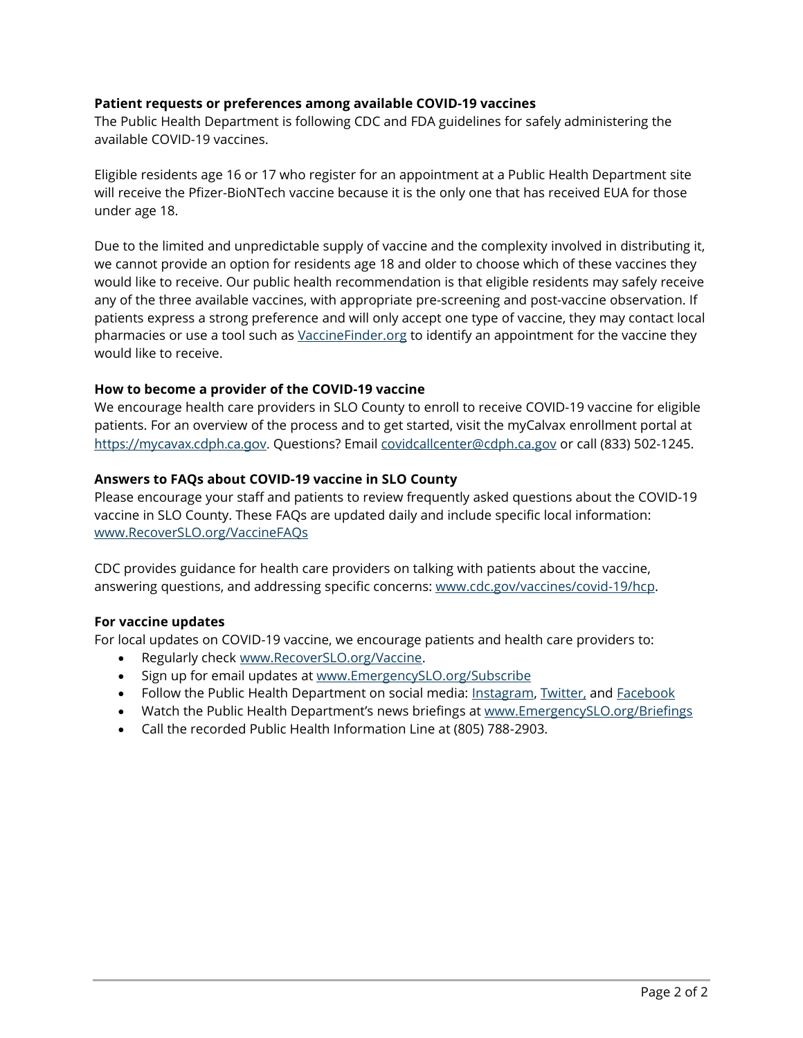**Patient requests or preferences among available COVID-19 vaccines**

The Public Health Department is following CDC and FDA guidelines for safely administering the available COVID-19 vaccines.

Eligible residents age 16 or 17 who register for an appointment at a Public Health Department site will receive the Pfizer-BioNTech vaccine because it is the only one that has received EUA for those under age 18.

Due to the limited and unpredictable supply of vaccine and the complexity involved in distributing it, we cannot provide an option for residents age 18 and older to choose which of these vaccines they would like to receive. Our public health recommendation is that eligible residents may safely receive any of the three available vaccines, with appropriate pre-screening and post-vaccine observation. If patients express a strong preference and will only accept one type of vaccine, they may contact local pharmacies or use a tool such as [VaccineFinder.org](VaccineFinder.org) to identify an appointment for the vaccine they would like to receive.

**How to become a provider of the COVID-19 vaccine**

We encourage health care providers in SLO County to enroll to receive COVID-19 vaccine for eligible patients. For an overview of the process and to get started, visit the myCalvax enrollment portal at [https://mycavax.cdph.ca.gov](https://mycavax.cdph.ca.gov). Questions? Email [covidcallcenter@cdph.ca.gov](mailto:covidcallcenter@cdph.ca.gov) or call (833) 502-1245.

**Answers to FAQs about COVID-19 vaccine in SLO County**

Please encourage your staff and patients to review frequently asked questions about the COVID-19 vaccine in SLO County. These FAQs are updated daily and include specific local information: [www.RecoverSLO.org/VaccineFAQs](www.RecoverSLO.org/VaccineFAQs)

CDC provides guidance for health care providers on talking with patients about the vaccine, answering questions, and addressing specific concerns: [www.cdc.gov/vaccines/covid-19/hcp](www.cdc.gov/vaccines/covid-19/hcp).

**For vaccine updates**

For local updates on COVID-19 vaccine, we encourage patients and health care providers to:

- Regularly check [www.RecoverSLO.org/Vaccine](www.RecoverSLO.org/Vaccine).
- Sign up for email updates at [www.EmergencySLO.org/Subscribe](www.EmergencySLO.org/Subscribe)
- Follow the Public Health Department on social media: Instagram, Twitter, and Facebook
- Watch the Public Health Department's news briefings at [www.EmergencySLO.org/Briefings](www.EmergencySLO.org/Briefings)
- Call the recorded Public Health Information Line at (805) 788-2903.